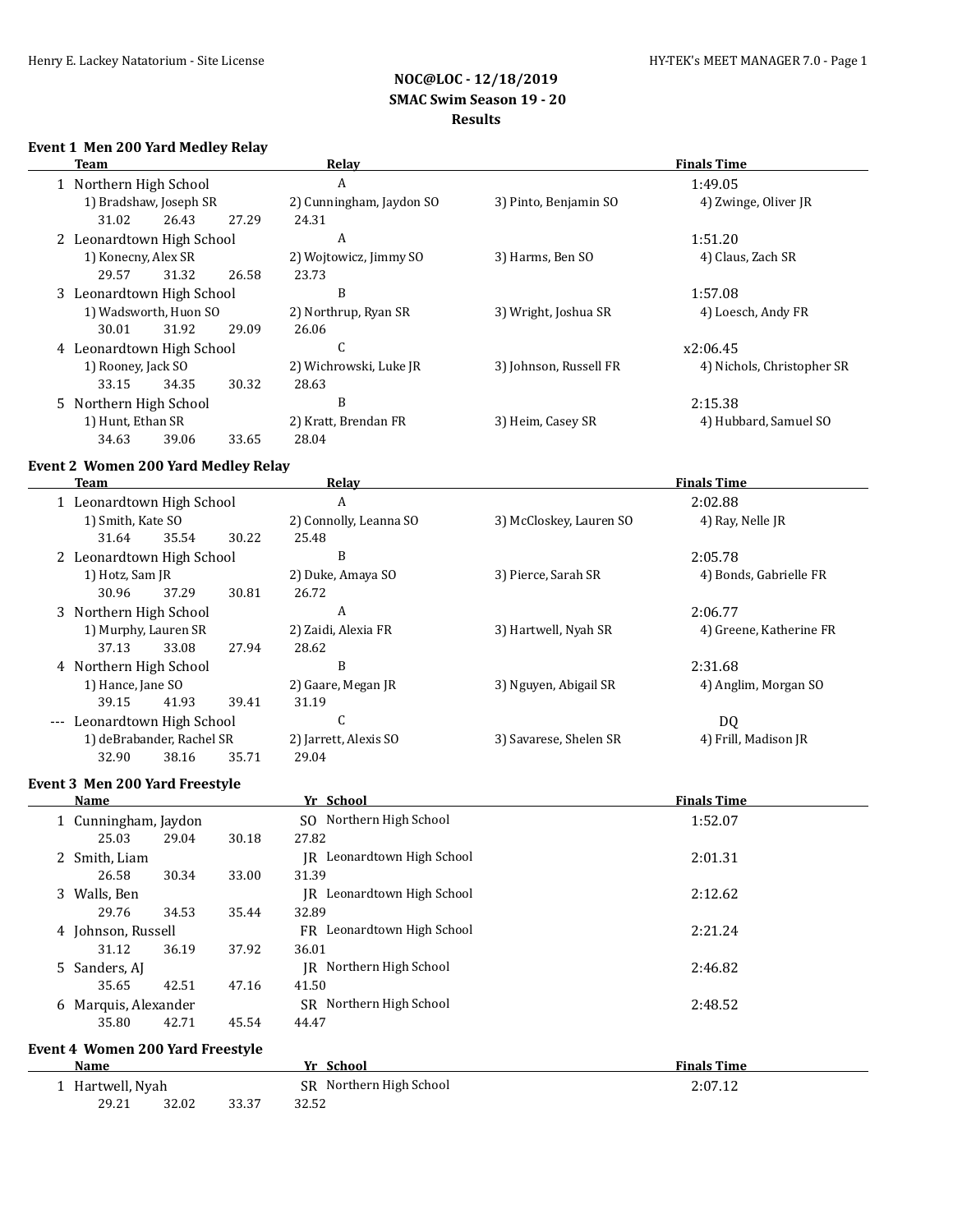**NOC@LOC - 12/18/2019**
**SMAC Swim Season 19 - 20**
**Results**

### Event 1 Men 200 Yard Medley Relay

| | Team | Relay | | Finals Time |
|---|---|---|---|---|
| 1 | Northern High School | A | | 1:49.05 |
| | 1) Bradshaw, Joseph SR | 2) Cunningham, Jaydon SO | 3) Pinto, Benjamin SO | 4) Zwinge, Oliver JR |
| | 31.02 26.43 27.29 | 24.31 | | |
| 2 | Leonardtown High School | A | | 1:51.20 |
| | 1) Konecny, Alex SR | 2) Wojtowicz, Jimmy SO | 3) Harms, Ben SO | 4) Claus, Zach SR |
| | 29.57 31.32 26.58 | 23.73 | | |
| 3 | Leonardtown High School | B | | 1:57.08 |
| | 1) Wadsworth, Huon SO | 2) Northrup, Ryan SR | 3) Wright, Joshua SR | 4) Loesch, Andy FR |
| | 30.01 31.92 29.09 | 26.06 | | |
| 4 | Leonardtown High School | C | | x2:06.45 |
| | 1) Rooney, Jack SO | 2) Wichrowski, Luke JR | 3) Johnson, Russell FR | 4) Nichols, Christopher SR |
| | 33.15 34.35 30.32 | 28.63 | | |
| 5 | Northern High School | B | | 2:15.38 |
| | 1) Hunt, Ethan SR | 2) Kratt, Brendan FR | 3) Heim, Casey SR | 4) Hubbard, Samuel SO |
| | 34.63 39.06 33.65 | 28.04 | | |

### Event 2 Women 200 Yard Medley Relay

| | Team | Relay | | Finals Time |
|---|---|---|---|---|
| 1 | Leonardtown High School | A | | 2:02.88 |
| | 1) Smith, Kate SO | 2) Connolly, Leanna SO | 3) McCloskey, Lauren SO | 4) Ray, Nelle JR |
| | 31.64 35.54 30.22 | 25.48 | | |
| 2 | Leonardtown High School | B | | 2:05.78 |
| | 1) Hotz, Sam JR | 2) Duke, Amaya SO | 3) Pierce, Sarah SR | 4) Bonds, Gabrielle FR |
| | 30.96 37.29 30.81 | 26.72 | | |
| 3 | Northern High School | A | | 2:06.77 |
| | 1) Murphy, Lauren SR | 2) Zaidi, Alexia FR | 3) Hartwell, Nyah SR | 4) Greene, Katherine FR |
| | 37.13 33.08 27.94 | 28.62 | | |
| 4 | Northern High School | B | | 2:31.68 |
| | 1) Hance, Jane SO | 2) Gaare, Megan JR | 3) Nguyen, Abigail SR | 4) Anglim, Morgan SO |
| | 39.15 41.93 39.41 | 31.19 | | |
| --- | Leonardtown High School | C | | DQ |
| | 1) deBrabander, Rachel SR | 2) Jarrett, Alexis SO | 3) Savarese, Shelen SR | 4) Frill, Madison JR |
| | 32.90 38.16 35.71 | 29.04 | | |

### Event 3 Men 200 Yard Freestyle

| | Name | Yr | School | Finals Time |
|---|---|---|---|---|
| 1 | Cunningham, Jaydon | SO | Northern High School | 1:52.07 |
| | 25.03 29.04 30.18 27.82 | | | |
| 2 | Smith, Liam | JR | Leonardtown High School | 2:01.31 |
| | 26.58 30.34 33.00 31.39 | | | |
| 3 | Walls, Ben | JR | Leonardtown High School | 2:12.62 |
| | 29.76 34.53 35.44 32.89 | | | |
| 4 | Johnson, Russell | FR | Leonardtown High School | 2:21.24 |
| | 31.12 36.19 37.92 36.01 | | | |
| 5 | Sanders, AJ | JR | Northern High School | 2:46.82 |
| | 35.65 42.51 47.16 41.50 | | | |
| 6 | Marquis, Alexander | SR | Northern High School | 2:48.52 |
| | 35.80 42.71 45.54 44.47 | | | |

### Event 4 Women 200 Yard Freestyle

| | Name | Yr | School | Finals Time |
|---|---|---|---|---|
| 1 | Hartwell, Nyah | SR | Northern High School | 2:07.12 |
| | 29.21 32.02 33.37 32.52 | | | |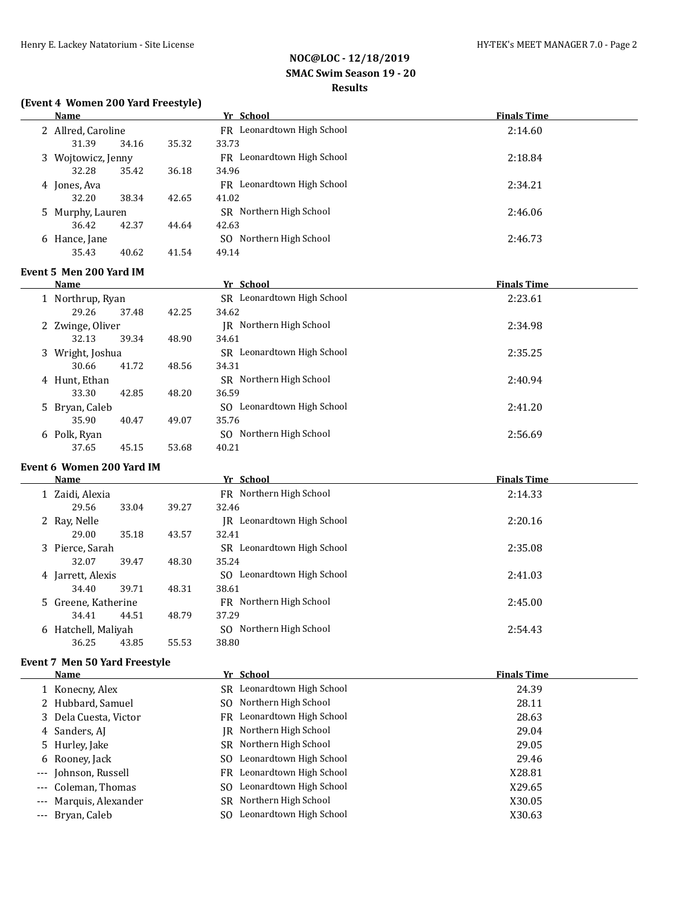**NOC@LOC - 12/18/2019**
**SMAC Swim Season 19 - 20**
**Results**

### (Event 4 Women 200 Yard Freestyle)

| | Name | Yr | School | Finals Time |
|---|---|---|---|---|
| 2 | Allred, Caroline | FR | Leonardtown High School | 2:14.60 |
| | 31.39 34.16 35.32 33.73 | | | |
| 3 | Wojtowicz, Jenny | FR | Leonardtown High School | 2:18.84 |
| | 32.28 35.42 36.18 34.96 | | | |
| 4 | Jones, Ava | FR | Leonardtown High School | 2:34.21 |
| | 32.20 38.34 42.65 41.02 | | | |
| 5 | Murphy, Lauren | SR | Northern High School | 2:46.06 |
| | 36.42 42.37 44.64 42.63 | | | |
| 6 | Hance, Jane | SO | Northern High School | 2:46.73 |
| | 35.43 40.62 41.54 49.14 | | | |

### Event 5 Men 200 Yard IM

| | Name | Yr | School | Finals Time |
|---|---|---|---|---|
| 1 | Northrup, Ryan | SR | Leonardtown High School | 2:23.61 |
| | 29.26 37.48 42.25 34.62 | | | |
| 2 | Zwinge, Oliver | JR | Northern High School | 2:34.98 |
| | 32.13 39.34 48.90 34.61 | | | |
| 3 | Wright, Joshua | SR | Leonardtown High School | 2:35.25 |
| | 30.66 41.72 48.56 34.31 | | | |
| 4 | Hunt, Ethan | SR | Northern High School | 2:40.94 |
| | 33.30 42.85 48.20 36.59 | | | |
| 5 | Bryan, Caleb | SO | Leonardtown High School | 2:41.20 |
| | 35.90 40.47 49.07 35.76 | | | |
| 6 | Polk, Ryan | SO | Northern High School | 2:56.69 |
| | 37.65 45.15 53.68 40.21 | | | |

### Event 6 Women 200 Yard IM

| | Name | Yr | School | Finals Time |
|---|---|---|---|---|
| 1 | Zaidi, Alexia | FR | Northern High School | 2:14.33 |
| | 29.56 33.04 39.27 32.46 | | | |
| 2 | Ray, Nelle | JR | Leonardtown High School | 2:20.16 |
| | 29.00 35.18 43.57 32.41 | | | |
| 3 | Pierce, Sarah | SR | Leonardtown High School | 2:35.08 |
| | 32.07 39.47 48.30 35.24 | | | |
| 4 | Jarrett, Alexis | SO | Leonardtown High School | 2:41.03 |
| | 34.40 39.71 48.31 38.61 | | | |
| 5 | Greene, Katherine | FR | Northern High School | 2:45.00 |
| | 34.41 44.51 48.79 37.29 | | | |
| 6 | Hatchell, Maliyah | SO | Northern High School | 2:54.43 |
| | 36.25 43.85 55.53 38.80 | | | |

### Event 7 Men 50 Yard Freestyle

| | Name | Yr | School | Finals Time |
|---|---|---|---|---|
| 1 | Konecny, Alex | SR | Leonardtown High School | 24.39 |
| 2 | Hubbard, Samuel | SO | Northern High School | 28.11 |
| 3 | Dela Cuesta, Victor | FR | Leonardtown High School | 28.63 |
| 4 | Sanders, AJ | JR | Northern High School | 29.04 |
| 5 | Hurley, Jake | SR | Northern High School | 29.05 |
| 6 | Rooney, Jack | SO | Leonardtown High School | 29.46 |
| --- | Johnson, Russell | FR | Leonardtown High School | X28.81 |
| --- | Coleman, Thomas | SO | Leonardtown High School | X29.65 |
| --- | Marquis, Alexander | SR | Northern High School | X30.05 |
| --- | Bryan, Caleb | SO | Leonardtown High School | X30.63 |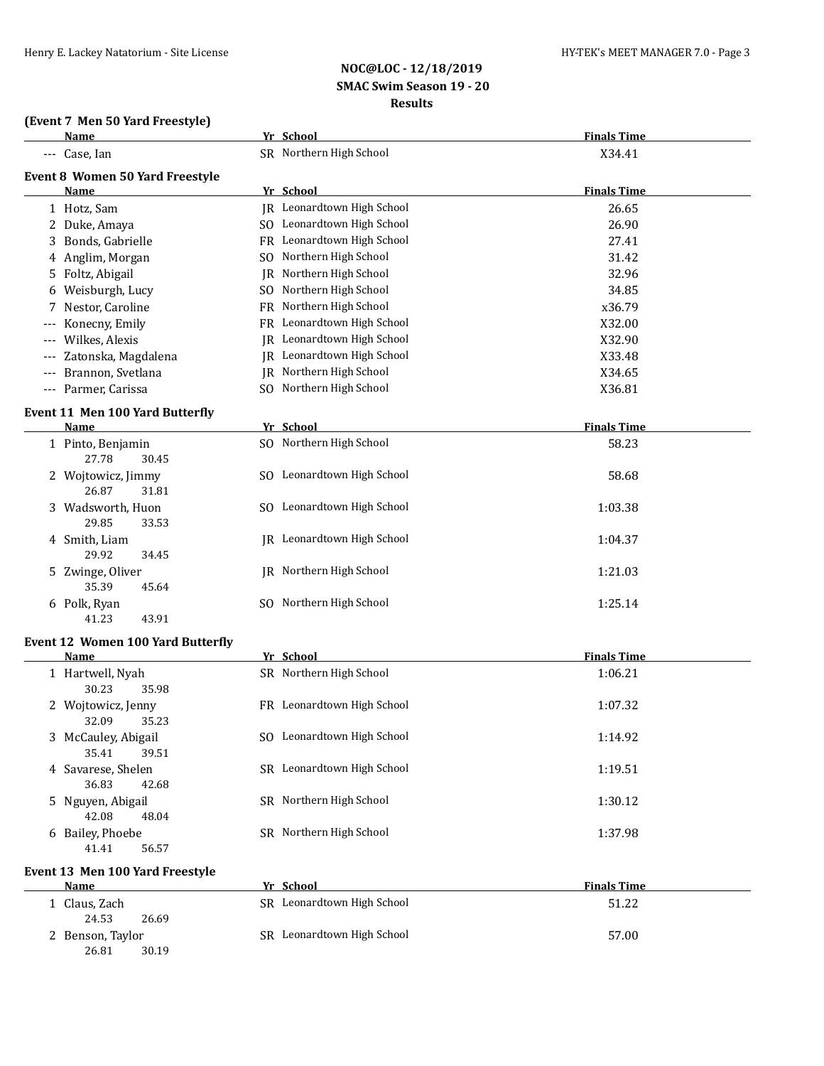NOC@LOC - 12/18/2019
SMAC Swim Season 19 - 20
Results

### (Event 7 Men 50 Yard Freestyle)

| | Name | Yr | School | Finals Time |
|---|---|---|---|---|
| --- | Case, Ian | SR | Northern High School | X34.41 |

### Event 8 Women 50 Yard Freestyle

| | Name | Yr | School | Finals Time |
|---|---|---|---|---|
| 1 | Hotz, Sam | JR | Leonardtown High School | 26.65 |
| 2 | Duke, Amaya | SO | Leonardtown High School | 26.90 |
| 3 | Bonds, Gabrielle | FR | Leonardtown High School | 27.41 |
| 4 | Anglim, Morgan | SO | Northern High School | 31.42 |
| 5 | Foltz, Abigail | JR | Northern High School | 32.96 |
| 6 | Weisburgh, Lucy | SO | Northern High School | 34.85 |
| 7 | Nestor, Caroline | FR | Northern High School | x36.79 |
| --- | Konecny, Emily | FR | Leonardtown High School | X32.00 |
| --- | Wilkes, Alexis | JR | Leonardtown High School | X32.90 |
| --- | Zatonska, Magdalena | JR | Leonardtown High School | X33.48 |
| --- | Brannon, Svetlana | JR | Northern High School | X34.65 |
| --- | Parmer, Carissa | SO | Northern High School | X36.81 |

### Event 11 Men 100 Yard Butterfly

| | Name | Yr | School | Finals Time |
|---|---|---|---|---|
| 1 | Pinto, Benjamin | SO | Northern High School | 58.23 |
| | 27.78 30.45 | | | |
| 2 | Wojtowicz, Jimmy | SO | Leonardtown High School | 58.68 |
| | 26.87 31.81 | | | |
| 3 | Wadsworth, Huon | SO | Leonardtown High School | 1:03.38 |
| | 29.85 33.53 | | | |
| 4 | Smith, Liam | JR | Leonardtown High School | 1:04.37 |
| | 29.92 34.45 | | | |
| 5 | Zwinge, Oliver | JR | Northern High School | 1:21.03 |
| | 35.39 45.64 | | | |
| 6 | Polk, Ryan | SO | Northern High School | 1:25.14 |
| | 41.23 43.91 | | | |

### Event 12 Women 100 Yard Butterfly

| | Name | Yr | School | Finals Time |
|---|---|---|---|---|
| 1 | Hartwell, Nyah | SR | Northern High School | 1:06.21 |
| | 30.23 35.98 | | | |
| 2 | Wojtowicz, Jenny | FR | Leonardtown High School | 1:07.32 |
| | 32.09 35.23 | | | |
| 3 | McCauley, Abigail | SO | Leonardtown High School | 1:14.92 |
| | 35.41 39.51 | | | |
| 4 | Savarese, Shelen | SR | Leonardtown High School | 1:19.51 |
| | 36.83 42.68 | | | |
| 5 | Nguyen, Abigail | SR | Northern High School | 1:30.12 |
| | 42.08 48.04 | | | |
| 6 | Bailey, Phoebe | SR | Northern High School | 1:37.98 |
| | 41.41 56.57 | | | |

### Event 13 Men 100 Yard Freestyle

| | Name | Yr | School | Finals Time |
|---|---|---|---|---|
| 1 | Claus, Zach | SR | Leonardtown High School | 51.22 |
| | 24.53 26.69 | | | |
| 2 | Benson, Taylor | SR | Leonardtown High School | 57.00 |
| | 26.81 30.19 | | | |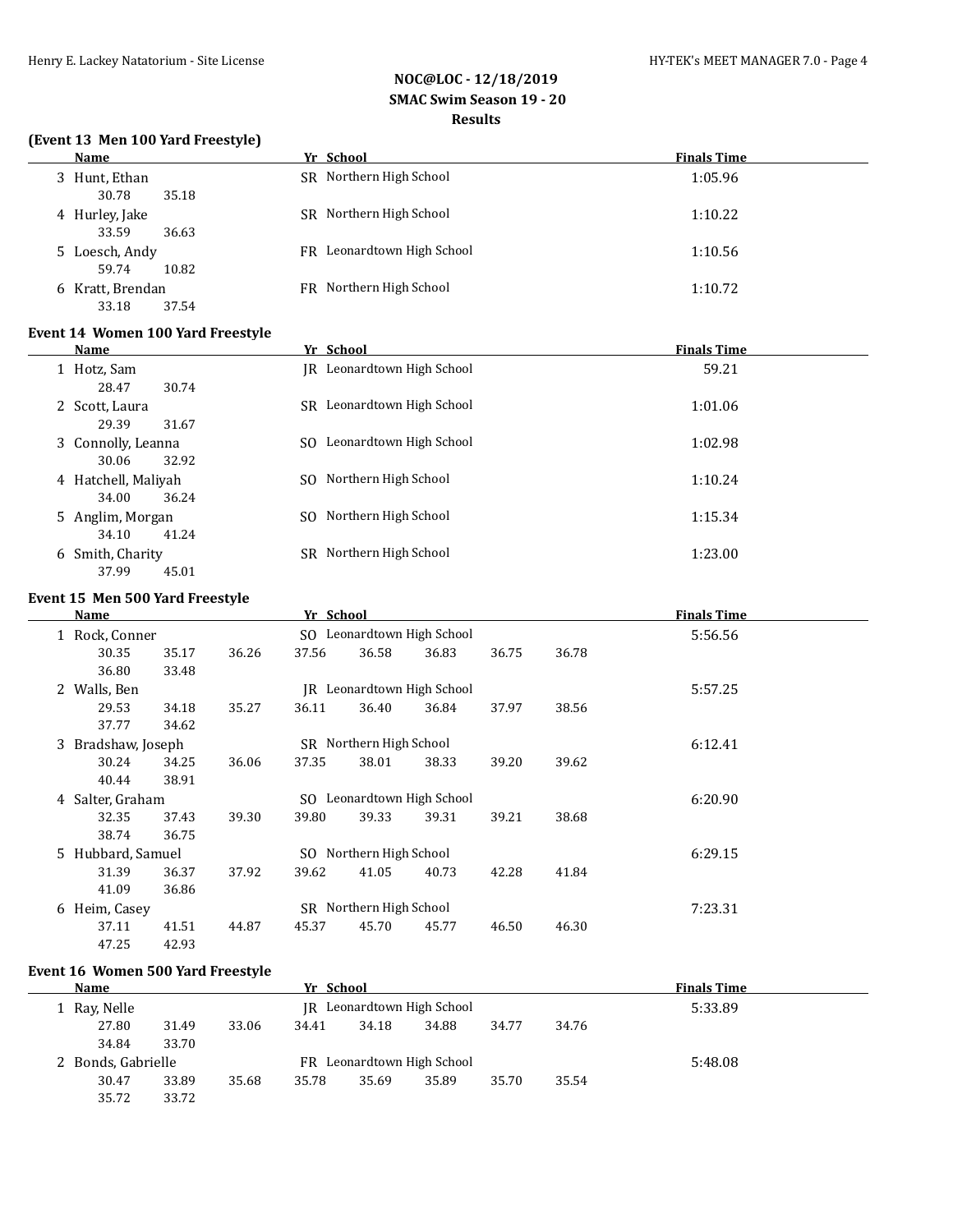**NOC@LOC - 12/18/2019**
**SMAC Swim Season 19 - 20**
**Results**

### (Event 13 Men 100 Yard Freestyle)

| | Name | Yr | School | Finals Time |
|---|---|---|---|---|
| 3 | Hunt, Ethan | SR | Northern High School | 1:05.96 |
| | 30.78 35.18 | | | |
| 4 | Hurley, Jake | SR | Northern High School | 1:10.22 |
| | 33.59 36.63 | | | |
| 5 | Loesch, Andy | FR | Leonardtown High School | 1:10.56 |
| | 59.74 10.82 | | | |
| 6 | Kratt, Brendan | FR | Northern High School | 1:10.72 |
| | 33.18 37.54 | | | |

### Event 14 Women 100 Yard Freestyle

| | Name | Yr | School | Finals Time |
|---|---|---|---|---|
| 1 | Hotz, Sam | JR | Leonardtown High School | 59.21 |
| | 28.47 30.74 | | | |
| 2 | Scott, Laura | SR | Leonardtown High School | 1:01.06 |
| | 29.39 31.67 | | | |
| 3 | Connolly, Leanna | SO | Leonardtown High School | 1:02.98 |
| | 30.06 32.92 | | | |
| 4 | Hatchell, Maliyah | SO | Northern High School | 1:10.24 |
| | 34.00 36.24 | | | |
| 5 | Anglim, Morgan | SO | Northern High School | 1:15.34 |
| | 34.10 41.24 | | | |
| 6 | Smith, Charity | SR | Northern High School | 1:23.00 |
| | 37.99 45.01 | | | |

### Event 15 Men 500 Yard Freestyle

| | Name | Yr | School | Finals Time |
|---|---|---|---|---|
| 1 | Rock, Conner | SO | Leonardtown High School | 5:56.56 |
| | 30.35 35.17 36.26 37.56 36.58 36.83 36.75 36.78 36.80 33.48 | | | |
| 2 | Walls, Ben | JR | Leonardtown High School | 5:57.25 |
| | 29.53 34.18 35.27 36.11 36.40 36.84 37.97 38.56 37.77 34.62 | | | |
| 3 | Bradshaw, Joseph | SR | Northern High School | 6:12.41 |
| | 30.24 34.25 36.06 37.35 38.01 38.33 39.20 39.62 40.44 38.91 | | | |
| 4 | Salter, Graham | SO | Leonardtown High School | 6:20.90 |
| | 32.35 37.43 39.30 39.80 39.33 39.31 39.21 38.68 38.74 36.75 | | | |
| 5 | Hubbard, Samuel | SO | Northern High School | 6:29.15 |
| | 31.39 36.37 37.92 39.62 41.05 40.73 42.28 41.84 41.09 36.86 | | | |
| 6 | Heim, Casey | SR | Northern High School | 7:23.31 |
| | 37.11 41.51 44.87 45.37 45.70 45.77 46.50 46.30 47.25 42.93 | | | |

### Event 16 Women 500 Yard Freestyle

| | Name | Yr | School | Finals Time |
|---|---|---|---|---|
| 1 | Ray, Nelle | JR | Leonardtown High School | 5:33.89 |
| | 27.80 31.49 33.06 34.41 34.18 34.88 34.77 34.76 34.84 33.70 | | | |
| 2 | Bonds, Gabrielle | FR | Leonardtown High School | 5:48.08 |
| | 30.47 33.89 35.68 35.78 35.69 35.89 35.70 35.54 35.72 33.72 | | | |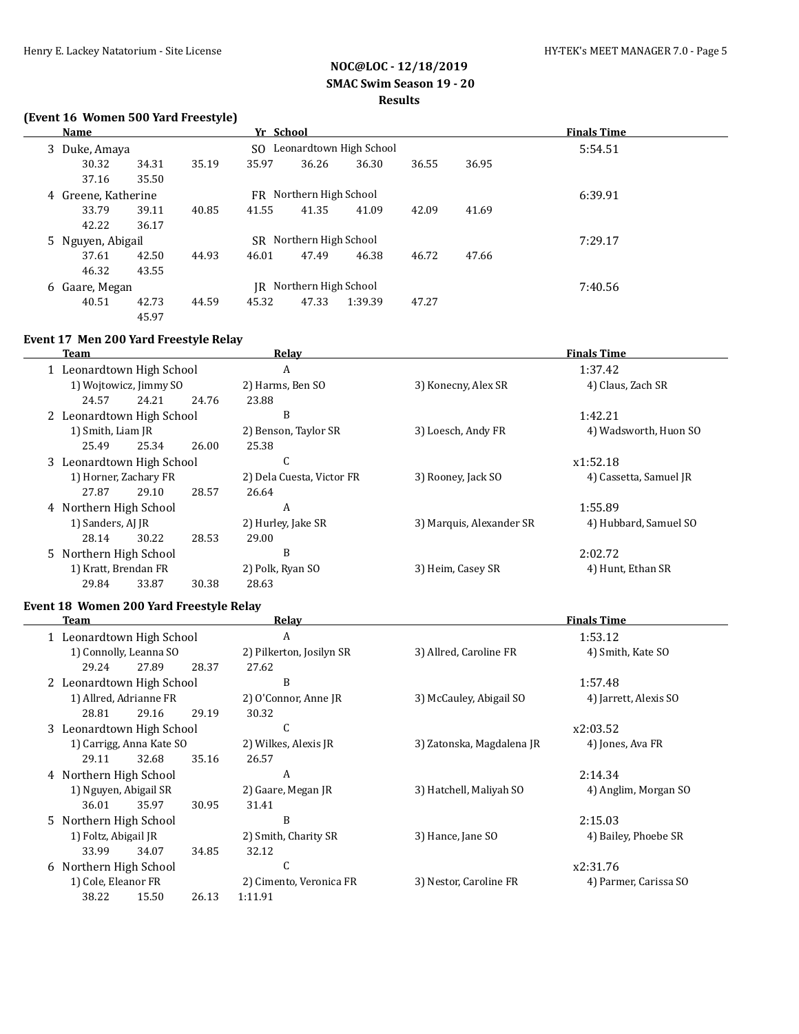## NOC@LOC - 12/18/2019
## SMAC Swim Season 19 - 20
## Results

### (Event 16 Women 500 Yard Freestyle)

| | Name | Yr | School | Finals Time |
|---|---|---|---|---|
| 3 | Duke, Amaya | SO | Leonardtown High School | 5:54.51 |
| | 30.32 34.31 35.19 35.97 36.26 36.30 36.55 36.95 37.16 35.50 | | | |
| 4 | Greene, Katherine | FR | Northern High School | 6:39.91 |
| | 33.79 39.11 40.85 41.55 41.35 41.09 42.09 41.69 42.22 36.17 | | | |
| 5 | Nguyen, Abigail | SR | Northern High School | 7:29.17 |
| | 37.61 42.50 44.93 46.01 47.49 46.38 46.72 47.66 46.32 43.55 | | | |
| 6 | Gaare, Megan | JR | Northern High School | 7:40.56 |
| | 40.51 42.73 44.59 45.32 47.33 1:39.39 47.27 45.97 | | | |

### Event 17 Men 200 Yard Freestyle Relay

| | Team | Relay | | Finals Time |
|---|---|---|---|---|
| 1 | Leonardtown High School | A | | 1:37.42 |
| | 1) Wojtowicz, Jimmy SO | 2) Harms, Ben SO | 3) Konecny, Alex SR | 4) Claus, Zach SR |
| | 24.57 24.21 24.76 23.88 | | | |
| 2 | Leonardtown High School | B | | 1:42.21 |
| | 1) Smith, Liam JR | 2) Benson, Taylor SR | 3) Loesch, Andy FR | 4) Wadsworth, Huon SO |
| | 25.49 25.34 26.00 25.38 | | | |
| 3 | Leonardtown High School | C | | x1:52.18 |
| | 1) Horner, Zachary FR | 2) Dela Cuesta, Victor FR | 3) Rooney, Jack SO | 4) Cassetta, Samuel JR |
| | 27.87 29.10 28.57 26.64 | | | |
| 4 | Northern High School | A | | 1:55.89 |
| | 1) Sanders, AJ JR | 2) Hurley, Jake SR | 3) Marquis, Alexander SR | 4) Hubbard, Samuel SO |
| | 28.14 30.22 28.53 29.00 | | | |
| 5 | Northern High School | B | | 2:02.72 |
| | 1) Kratt, Brendan FR | 2) Polk, Ryan SO | 3) Heim, Casey SR | 4) Hunt, Ethan SR |
| | 29.84 33.87 30.38 28.63 | | | |

### Event 18 Women 200 Yard Freestyle Relay

| | Team | Relay | | Finals Time |
|---|---|---|---|---|
| 1 | Leonardtown High School | A | | 1:53.12 |
| | 1) Connolly, Leanna SO | 2) Pilkerton, Josilyn SR | 3) Allred, Caroline FR | 4) Smith, Kate SO |
| | 29.24 27.89 28.37 27.62 | | | |
| 2 | Leonardtown High School | B | | 1:57.48 |
| | 1) Allred, Adrianne FR | 2) O'Connor, Anne JR | 3) McCauley, Abigail SO | 4) Jarrett, Alexis SO |
| | 28.81 29.16 29.19 30.32 | | | |
| 3 | Leonardtown High School | C | | x2:03.52 |
| | 1) Carrigg, Anna Kate SO | 2) Wilkes, Alexis JR | 3) Zatonska, Magdalena JR | 4) Jones, Ava FR |
| | 29.11 32.68 35.16 26.57 | | | |
| 4 | Northern High School | A | | 2:14.34 |
| | 1) Nguyen, Abigail SR | 2) Gaare, Megan JR | 3) Hatchell, Maliyah SO | 4) Anglim, Morgan SO |
| | 36.01 35.97 30.95 31.41 | | | |
| 5 | Northern High School | B | | 2:15.03 |
| | 1) Foltz, Abigail JR | 2) Smith, Charity SR | 3) Hance, Jane SO | 4) Bailey, Phoebe SR |
| | 33.99 34.07 34.85 32.12 | | | |
| 6 | Northern High School | C | | x2:31.76 |
| | 1) Cole, Eleanor FR | 2) Cimento, Veronica FR | 3) Nestor, Caroline FR | 4) Parmer, Carissa SO |
| | 38.22 15.50 26.13 1:11.91 | | | |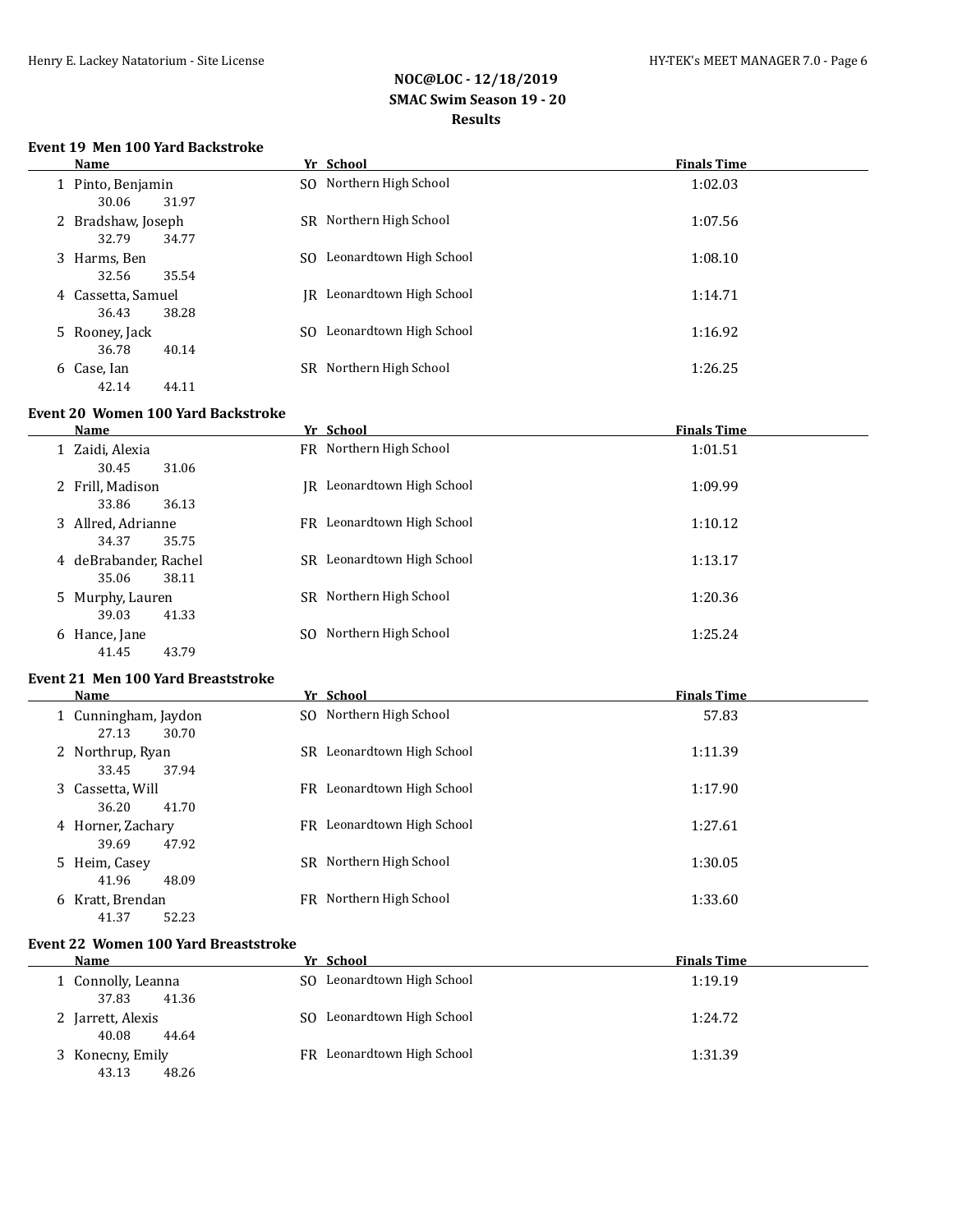# NOC@LOC - 12/18/2019
## SMAC Swim Season 19 - 20
## Results

### Event 19 Men 100 Yard Backstroke

| | Name | Yr | School | Finals Time |
|---|---|---|---|---|
| 1 | Pinto, Benjamin | SO | Northern High School | 1:02.03 |
| | 30.06 31.97 | | | |
| 2 | Bradshaw, Joseph | SR | Northern High School | 1:07.56 |
| | 32.79 34.77 | | | |
| 3 | Harms, Ben | SO | Leonardtown High School | 1:08.10 |
| | 32.56 35.54 | | | |
| 4 | Cassetta, Samuel | JR | Leonardtown High School | 1:14.71 |
| | 36.43 38.28 | | | |
| 5 | Rooney, Jack | SO | Leonardtown High School | 1:16.92 |
| | 36.78 40.14 | | | |
| 6 | Case, Ian | SR | Northern High School | 1:26.25 |
| | 42.14 44.11 | | | |

### Event 20 Women 100 Yard Backstroke

| | Name | Yr | School | Finals Time |
|---|---|---|---|---|
| 1 | Zaidi, Alexia | FR | Northern High School | 1:01.51 |
| | 30.45 31.06 | | | |
| 2 | Frill, Madison | JR | Leonardtown High School | 1:09.99 |
| | 33.86 36.13 | | | |
| 3 | Allred, Adrianne | FR | Leonardtown High School | 1:10.12 |
| | 34.37 35.75 | | | |
| 4 | deBrabander, Rachel | SR | Leonardtown High School | 1:13.17 |
| | 35.06 38.11 | | | |
| 5 | Murphy, Lauren | SR | Northern High School | 1:20.36 |
| | 39.03 41.33 | | | |
| 6 | Hance, Jane | SO | Northern High School | 1:25.24 |
| | 41.45 43.79 | | | |

### Event 21 Men 100 Yard Breaststroke

| | Name | Yr | School | Finals Time |
|---|---|---|---|---|
| 1 | Cunningham, Jaydon | SO | Northern High School | 57.83 |
| | 27.13 30.70 | | | |
| 2 | Northrup, Ryan | SR | Leonardtown High School | 1:11.39 |
| | 33.45 37.94 | | | |
| 3 | Cassetta, Will | FR | Leonardtown High School | 1:17.90 |
| | 36.20 41.70 | | | |
| 4 | Horner, Zachary | FR | Leonardtown High School | 1:27.61 |
| | 39.69 47.92 | | | |
| 5 | Heim, Casey | SR | Northern High School | 1:30.05 |
| | 41.96 48.09 | | | |
| 6 | Kratt, Brendan | FR | Northern High School | 1:33.60 |
| | 41.37 52.23 | | | |

### Event 22 Women 100 Yard Breaststroke

| | Name | Yr | School | Finals Time |
|---|---|---|---|---|
| 1 | Connolly, Leanna | SO | Leonardtown High School | 1:19.19 |
| | 37.83 41.36 | | | |
| 2 | Jarrett, Alexis | SO | Leonardtown High School | 1:24.72 |
| | 40.08 44.64 | | | |
| 3 | Konecny, Emily | FR | Leonardtown High School | 1:31.39 |
| | 43.13 48.26 | | | |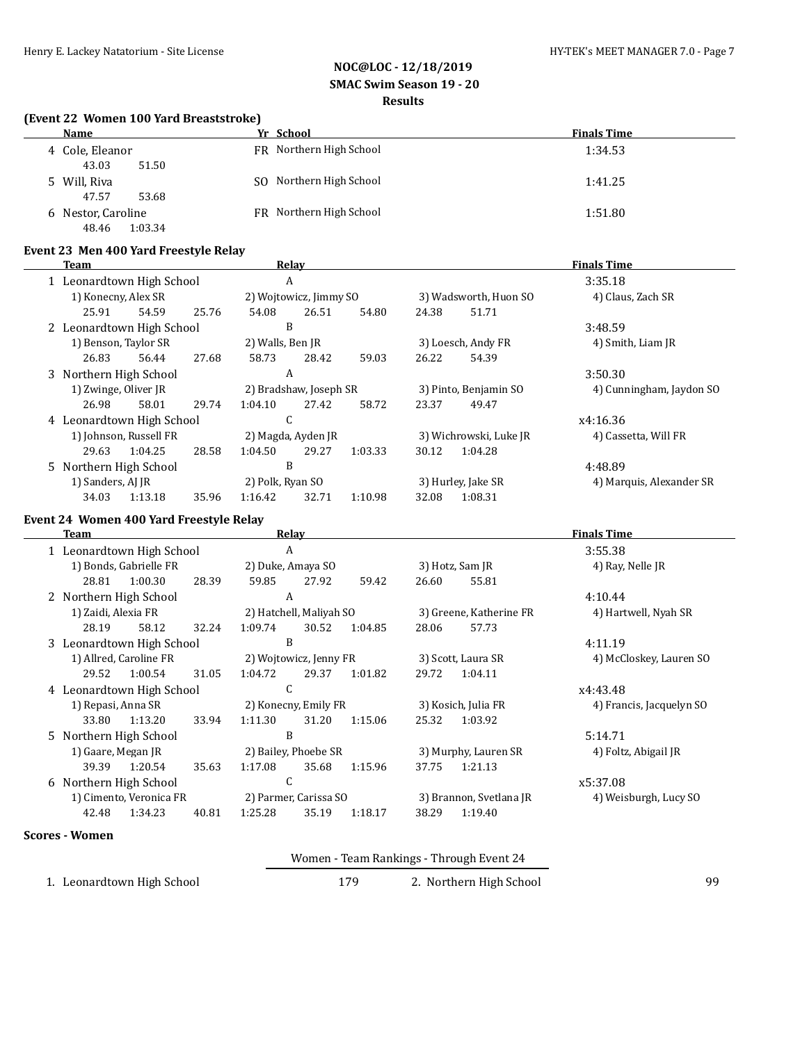## NOC@LOC - 12/18/2019
## SMAC Swim Season 19 - 20
## Results

### (Event 22 Women 100 Yard Breaststroke)

| | Name | Yr | School | Finals Time |
|---|---|---|---|---|
| 4 | Cole, Eleanor | FR | Northern High School | 1:34.53 |
| | 43.03 51.50 | | | |
| 5 | Will, Riva | SO | Northern High School | 1:41.25 |
| | 47.57 53.68 | | | |
| 6 | Nestor, Caroline | FR | Northern High School | 1:51.80 |
| | 48.46 1:03.34 | | | |

### Event 23 Men 400 Yard Freestyle Relay

| | Team | Relay | | | Finals Time |
|---|---|---|---|---|---|
| 1 | Leonardtown High School | A | | | 3:35.18 |
| | 1) Konecny, Alex SR | 2) Wojtowicz, Jimmy SO | 3) Wadsworth, Huon SO | 4) Claus, Zach SR | |
| | 25.91 54.59 | 25.76 54.08 | 26.51 54.80 | 24.38 51.71 | |
| 2 | Leonardtown High School | B | | | 3:48.59 |
| | 1) Benson, Taylor SR | 2) Walls, Ben JR | 3) Loesch, Andy FR | 4) Smith, Liam JR | |
| | 26.83 56.44 | 27.68 58.73 | 28.42 59.03 | 26.22 54.39 | |
| 3 | Northern High School | A | | | 3:50.30 |
| | 1) Zwinge, Oliver JR | 2) Bradshaw, Joseph SR | 3) Pinto, Benjamin SO | 4) Cunningham, Jaydon SO | |
| | 26.98 58.01 | 29.74 1:04.10 | 27.42 58.72 | 23.37 49.47 | |
| 4 | Leonardtown High School | C | | | x4:16.36 |
| | 1) Johnson, Russell FR | 2) Magda, Ayden JR | 3) Wichrowski, Luke JR | 4) Cassetta, Will FR | |
| | 29.63 1:04.25 | 28.58 1:04.50 | 29.27 1:03.33 | 30.12 1:04.28 | |
| 5 | Northern High School | B | | | 4:48.89 |
| | 1) Sanders, AJ JR | 2) Polk, Ryan SO | 3) Hurley, Jake SR | 4) Marquis, Alexander SR | |
| | 34.03 1:13.18 | 35.96 1:16.42 | 32.71 1:10.98 | 32.08 1:08.31 | |

### Event 24 Women 400 Yard Freestyle Relay

| | Team | Relay | | | Finals Time |
|---|---|---|---|---|---|
| 1 | Leonardtown High School | A | | | 3:55.38 |
| | 1) Bonds, Gabrielle FR | 2) Duke, Amaya SO | 3) Hotz, Sam JR | 4) Ray, Nelle JR | |
| | 28.81 1:00.30 | 28.39 59.85 | 27.92 59.42 | 26.60 55.81 | |
| 2 | Northern High School | A | | | 4:10.44 |
| | 1) Zaidi, Alexia FR | 2) Hatchell, Maliyah SO | 3) Greene, Katherine FR | 4) Hartwell, Nyah SR | |
| | 28.19 58.12 | 32.24 1:09.74 | 30.52 1:04.85 | 28.06 57.73 | |
| 3 | Leonardtown High School | B | | | 4:11.19 |
| | 1) Allred, Caroline FR | 2) Wojtowicz, Jenny FR | 3) Scott, Laura SR | 4) McCloskey, Lauren SO | |
| | 29.52 1:00.54 | 31.05 1:04.72 | 29.37 1:01.82 | 29.72 1:04.11 | |
| 4 | Leonardtown High School | C | | | x4:43.48 |
| | 1) Repasi, Anna SR | 2) Konecny, Emily FR | 3) Kosich, Julia FR | 4) Francis, Jacquelyn SO | |
| | 33.80 1:13.20 | 33.94 1:11.30 | 31.20 1:15.06 | 25.32 1:03.92 | |
| 5 | Northern High School | B | | | 5:14.71 |
| | 1) Gaare, Megan JR | 2) Bailey, Phoebe SR | 3) Murphy, Lauren SR | 4) Foltz, Abigail JR | |
| | 39.39 1:20.54 | 35.63 1:17.08 | 35.68 1:15.96 | 37.75 1:21.13 | |
| 6 | Northern High School | C | | | x5:37.08 |
| | 1) Cimento, Veronica FR | 2) Parmer, Carissa SO | 3) Brannon, Svetlana JR | 4) Weisburgh, Lucy SO | |
| | 42.48 1:34.23 | 40.81 1:25.28 | 35.19 1:18.17 | 38.29 1:19.40 | |

### Scores - Women

Women - Team Rankings - Through Event 24

| Rank | Team | Score | Rank | Team | Score |
|---|---|---|---|---|---|
| 1. | Leonardtown High School | 179 | 2. | Northern High School | 99 |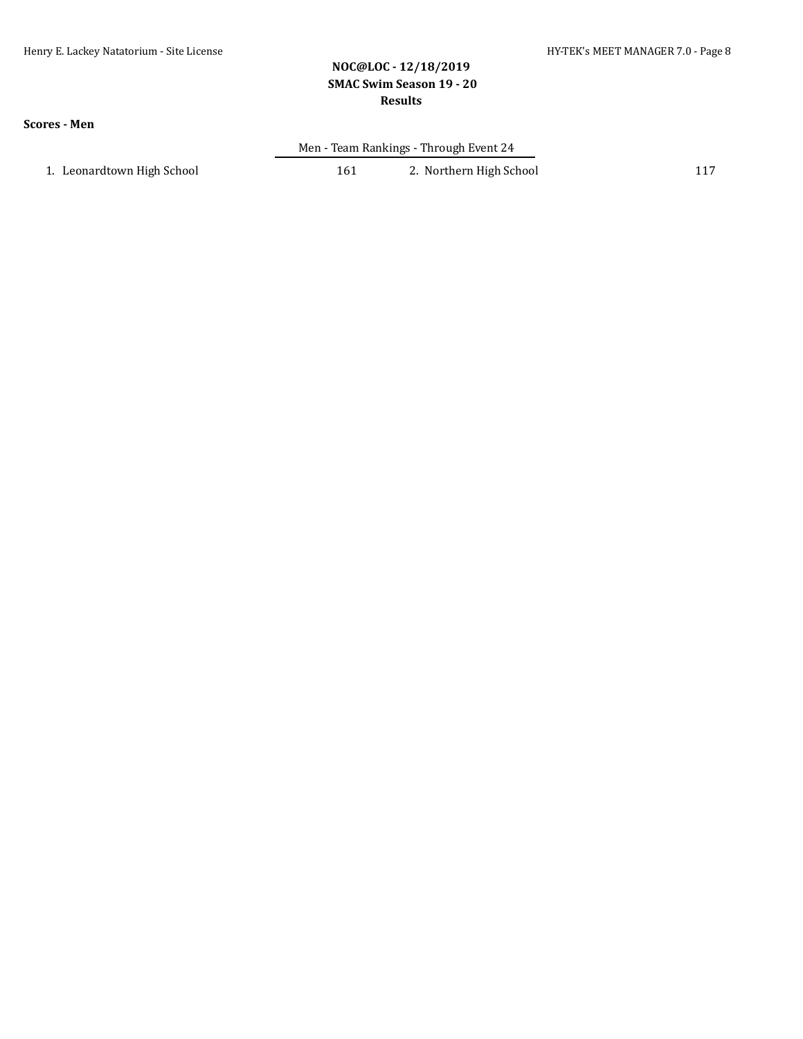**NOC@LOC - 12/18/2019**
**SMAC Swim Season 19 - 20**
**Results**

**Scores - Men**

Men - Team Rankings - Through Event 24

| | | | |
|---|---|---|---|
| 1. Leonardtown High School | 161 | 2. Northern High School | 117 |